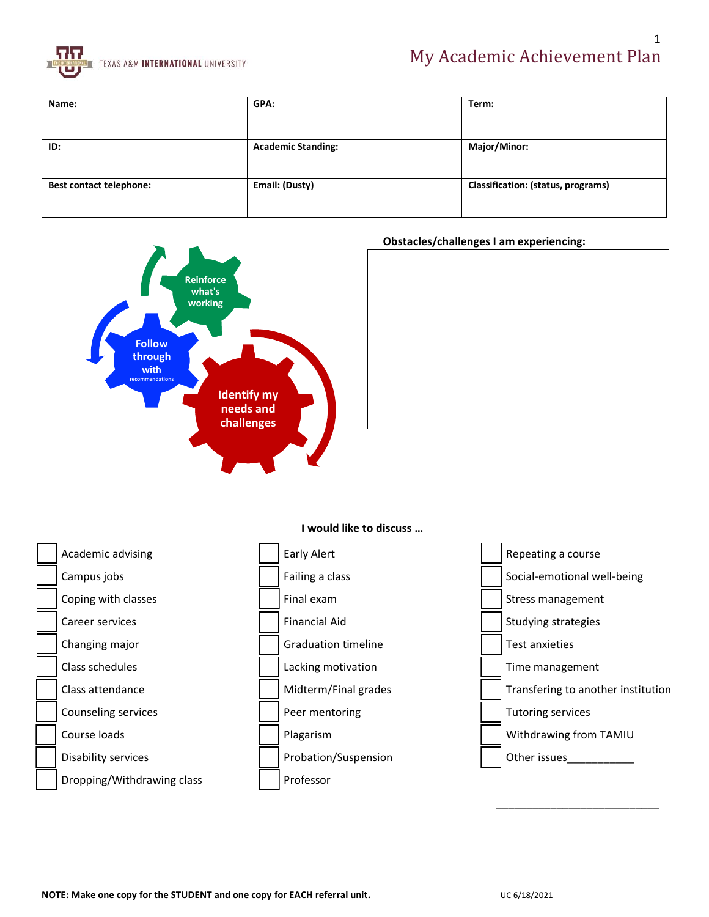# My Academic Achievement Plan

| Name: | GPA: | Term: |
| --- | --- | --- |
| ID: | Academic Standing: | Major/Minor: |
| Best contact telephone: | Email: (Dusty) | Classification: (status, programs) |

Reinforce what's working

Follow through with recommendations

Identify my needs and challenges

**Obstacles/challenges I am experiencing:**

**I would like to discuss …**

- [ ] Academic advising
- [ ] Campus jobs
- [ ] Coping with classes
- [ ] Career services
- [ ] Changing major
- [ ] Class schedules
- [ ] Class attendance
- [ ] Counseling services
- [ ] Course loads
- [ ] Disability services
- [ ] Dropping/Withdrawing class
- [ ] Early Alert
- [ ] Failing a class
- [ ] Final exam
- [ ] Financial Aid
- [ ] Graduation timeline
- [ ] Lacking motivation
- [ ] Midterm/Final grades
- [ ] Peer mentoring
- [ ] Plagarism
- [ ] Probation/Suspension
- [ ] Professor
- [ ] Repeating a course
- [ ] Social-emotional well-being
- [ ] Stress management
- [ ] Studying strategies
- [ ] Test anxieties
- [ ] Time management
- [ ] Transfering to another institution
- [ ] Tutoring services
- [ ] Withdrawing from TAMIU
- [ ] Other issues___________

_____________________________

**NOTE: Make one copy for the STUDENT and one copy for EACH referral unit.**

UC 6/18/2021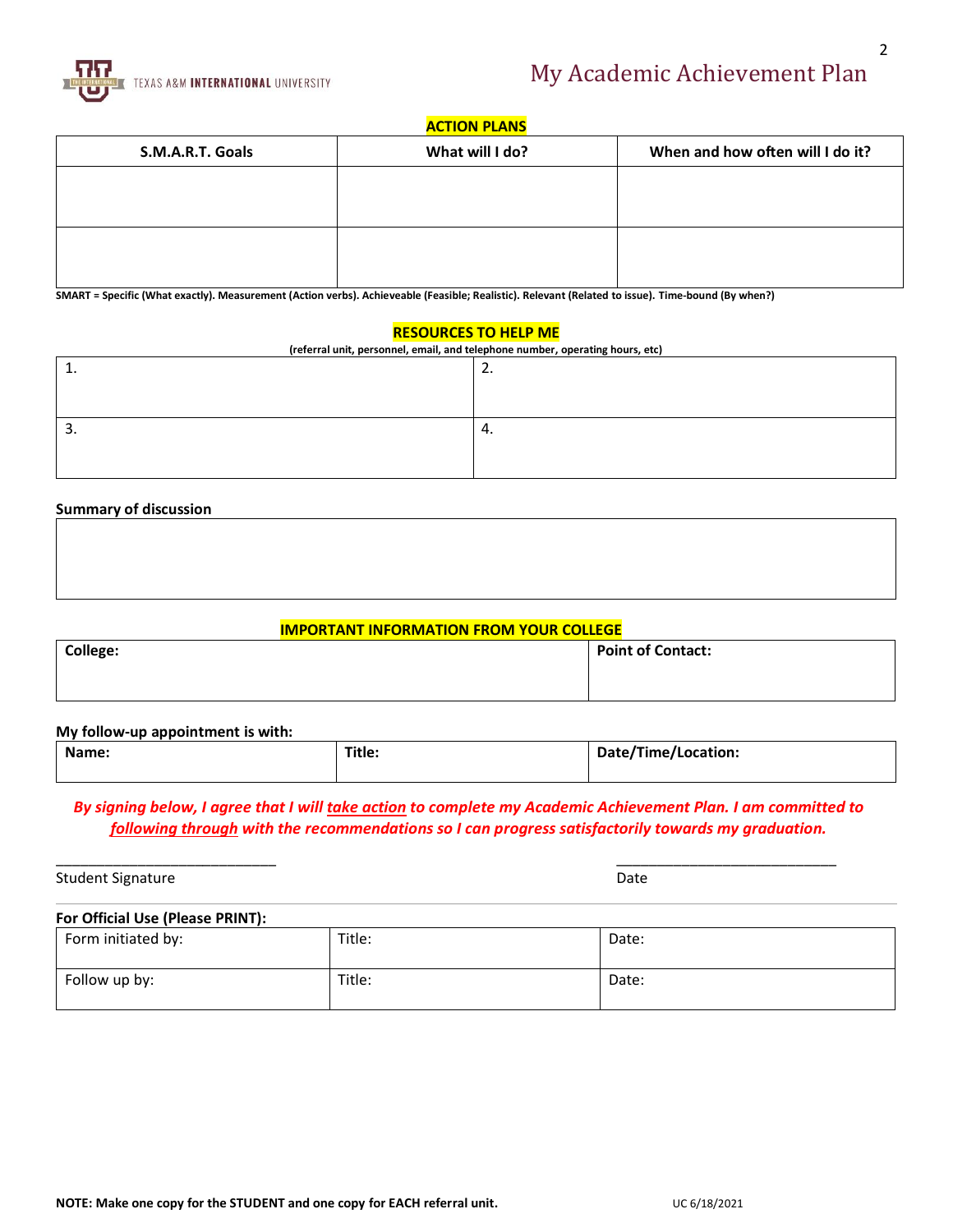TEXAS A&M INTERNATIONAL UNIVERSITY

# My Academic Achievement Plan

## ACTION PLANS

| S.M.A.R.T. Goals | What will I do? | When and how often will I do it? |
|---|---|---|
| | | |
| | | |

**SMART = Specific (What exactly). Measurement (Action verbs). Achieveable (Feasible; Realistic). Relevant (Related to issue). Time-bound (By when?)**

## RESOURCES TO HELP ME

**(referral unit, personnel, email, and telephone number, operating hours, etc)**

| | |
|---|---|
| 1. | 2. |
| 3. | 4. |

**Summary of discussion**

| |
|---|
| |

## IMPORTANT INFORMATION FROM YOUR COLLEGE

| | |
|---|---|
| **College:** | **Point of Contact:** |

**My follow-up appointment is with:**

| | | |
|---|---|---|
| **Name:** | **Title:** | **Date/Time/Location:** |

***By signing below, I agree that I will take action to complete my Academic Achievement Plan. I am committed to following through with the recommendations so I can progress satisfactorily towards my graduation.***

\_\_\_\_\_\_\_\_\_\_\_\_\_\_\_\_\_\_\_\_\_\_\_\_\_\_\_\_ Student Signature

\_\_\_\_\_\_\_\_\_\_\_\_\_\_\_\_\_\_\_\_\_\_\_\_\_\_\_\_ Date

**For Official Use (Please PRINT):**

| | | |
|---|---|---|
| Form initiated by: | Title: | Date: |
| Follow up by: | Title: | Date: |

**NOTE: Make one copy for the STUDENT and one copy for EACH referral unit.**

UC 6/18/2021